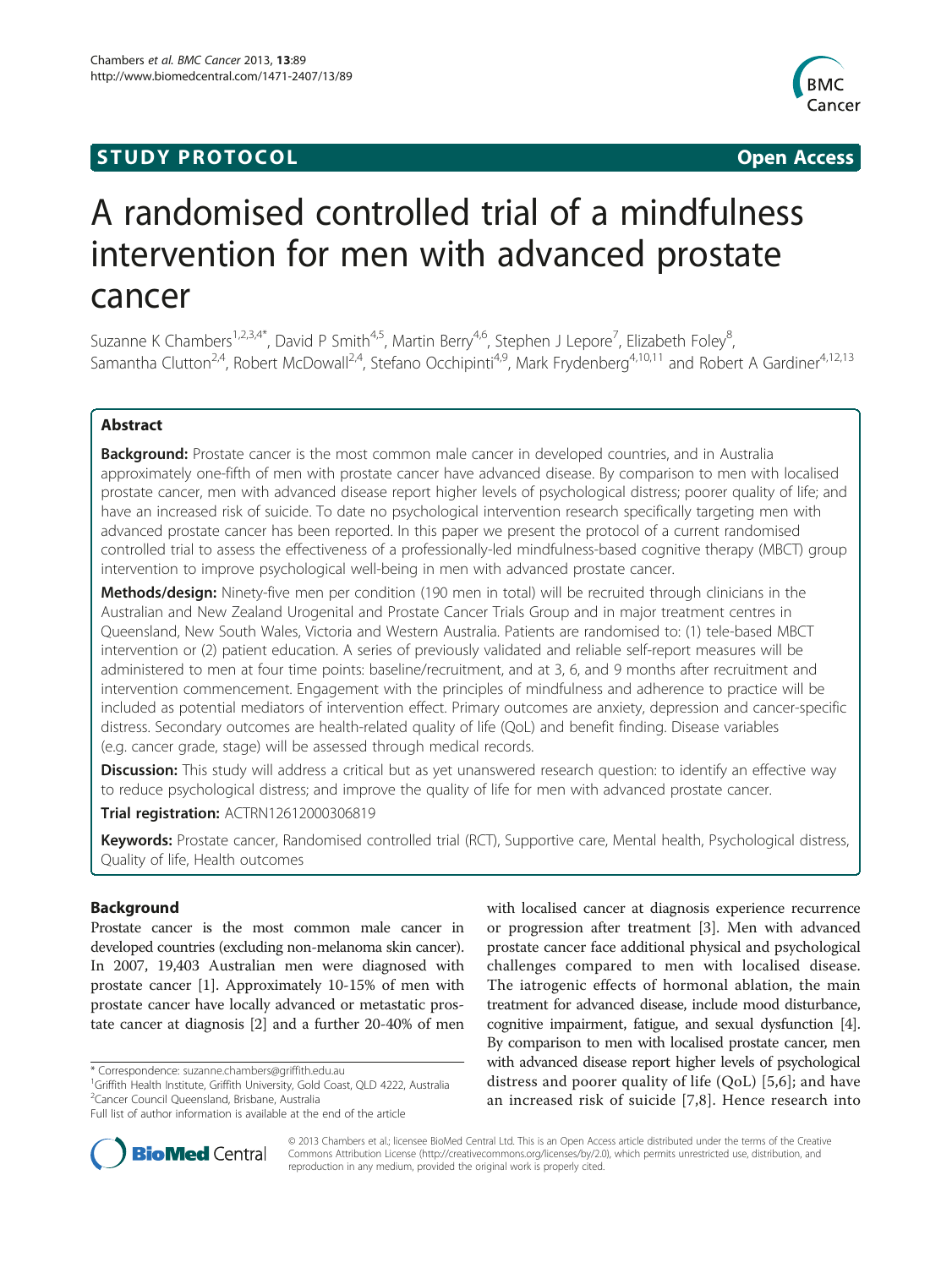STUDY PROTOCOL Open Access

# A randomised controlled trial of a mindfulness intervention for men with advanced prostate cancer

Suzanne K Chambers[1,2,3,4*], David P Smith[4,5], Martin Berry[4,6], Stephen J Lepore[7], Elizabeth Foley[8], Samantha Clutton[2,4], Robert McDowall[2,4], Stefano Occhipinti[4,9], Mark Frydenberg[4,10,11] and Robert A Gardiner[4,12,13]

## Abstract

**Background:** Prostate cancer is the most common male cancer in developed countries, and in Australia approximately one-fifth of men with prostate cancer have advanced disease. By comparison to men with localised prostate cancer, men with advanced disease report higher levels of psychological distress; poorer quality of life; and have an increased risk of suicide. To date no psychological intervention research specifically targeting men with advanced prostate cancer has been reported. In this paper we present the protocol of a current randomised controlled trial to assess the effectiveness of a professionally-led mindfulness-based cognitive therapy (MBCT) group intervention to improve psychological well-being in men with advanced prostate cancer.

**Methods/design:** Ninety-five men per condition (190 men in total) will be recruited through clinicians in the Australian and New Zealand Urogenital and Prostate Cancer Trials Group and in major treatment centres in Queensland, New South Wales, Victoria and Western Australia. Patients are randomised to: (1) tele-based MBCT intervention or (2) patient education. A series of previously validated and reliable self-report measures will be administered to men at four time points: baseline/recruitment, and at 3, 6, and 9 months after recruitment and intervention commencement. Engagement with the principles of mindfulness and adherence to practice will be included as potential mediators of intervention effect. Primary outcomes are anxiety, depression and cancer-specific distress. Secondary outcomes are health-related quality of life (QoL) and benefit finding. Disease variables (e.g. cancer grade, stage) will be assessed through medical records.

**Discussion:** This study will address a critical but as yet unanswered research question: to identify an effective way to reduce psychological distress; and improve the quality of life for men with advanced prostate cancer.

**Trial registration:** ACTRN12612000306819

**Keywords:** Prostate cancer, Randomised controlled trial (RCT), Supportive care, Mental health, Psychological distress, Quality of life, Health outcomes

## Background

Prostate cancer is the most common male cancer in developed countries (excluding non-melanoma skin cancer). In 2007, 19,403 Australian men were diagnosed with prostate cancer [1]. Approximately 10-15% of men with prostate cancer have locally advanced or metastatic prostate cancer at diagnosis [2] and a further 20-40% of men with localised cancer at diagnosis experience recurrence or progression after treatment [3]. Men with advanced prostate cancer face additional physical and psychological challenges compared to men with localised disease. The iatrogenic effects of hormonal ablation, the main treatment for advanced disease, include mood disturbance, cognitive impairment, fatigue, and sexual dysfunction [4]. By comparison to men with localised prostate cancer, men with advanced disease report higher levels of psychological distress and poorer quality of life (QoL) [5,6]; and have an increased risk of suicide [7,8]. Hence research into

\* Correspondence: suzanne.chambers@griffith.edu.au
[1]Griffith Health Institute, Griffith University, Gold Coast, QLD 4222, Australia
[2]Cancer Council Queensland, Brisbane, Australia
Full list of author information is available at the end of the article

© 2013 Chambers et al.; licensee BioMed Central Ltd. This is an Open Access article distributed under the terms of the Creative Commons Attribution License (http://creativecommons.org/licenses/by/2.0), which permits unrestricted use, distribution, and reproduction in any medium, provided the original work is properly cited.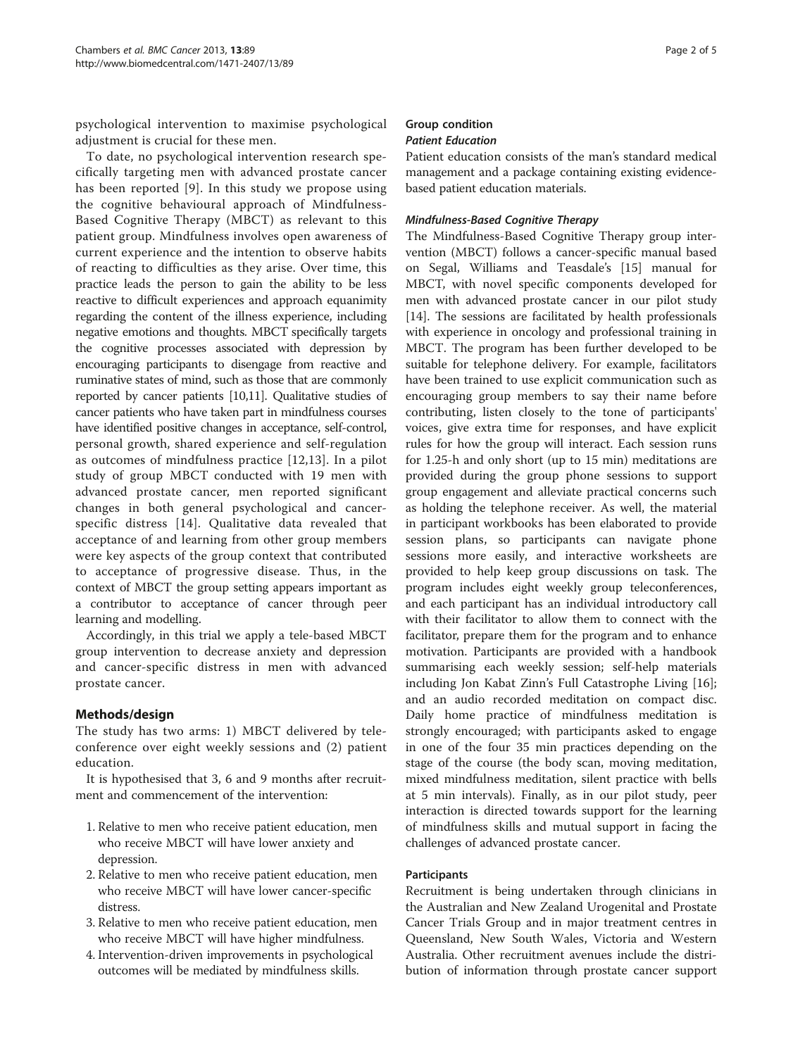psychological intervention to maximise psychological adjustment is crucial for these men.

To date, no psychological intervention research specifically targeting men with advanced prostate cancer has been reported [9]. In this study we propose using the cognitive behavioural approach of Mindfulness-Based Cognitive Therapy (MBCT) as relevant to this patient group. Mindfulness involves open awareness of current experience and the intention to observe habits of reacting to difficulties as they arise. Over time, this practice leads the person to gain the ability to be less reactive to difficult experiences and approach equanimity regarding the content of the illness experience, including negative emotions and thoughts. MBCT specifically targets the cognitive processes associated with depression by encouraging participants to disengage from reactive and ruminative states of mind, such as those that are commonly reported by cancer patients [10,11]. Qualitative studies of cancer patients who have taken part in mindfulness courses have identified positive changes in acceptance, self-control, personal growth, shared experience and self-regulation as outcomes of mindfulness practice [12,13]. In a pilot study of group MBCT conducted with 19 men with advanced prostate cancer, men reported significant changes in both general psychological and cancer-specific distress [14]. Qualitative data revealed that acceptance of and learning from other group members were key aspects of the group context that contributed to acceptance of progressive disease. Thus, in the context of MBCT the group setting appears important as a contributor to acceptance of cancer through peer learning and modelling.

Accordingly, in this trial we apply a tele-based MBCT group intervention to decrease anxiety and depression and cancer-specific distress in men with advanced prostate cancer.

## Methods/design

The study has two arms: 1) MBCT delivered by teleconference over eight weekly sessions and (2) patient education.

It is hypothesised that 3, 6 and 9 months after recruitment and commencement of the intervention:

1. Relative to men who receive patient education, men who receive MBCT will have lower anxiety and depression.
2. Relative to men who receive patient education, men who receive MBCT will have lower cancer-specific distress.
3. Relative to men who receive patient education, men who receive MBCT will have higher mindfulness.
4. Intervention-driven improvements in psychological outcomes will be mediated by mindfulness skills.

### Group condition

#### *Patient Education*

Patient education consists of the man's standard medical management and a package containing existing evidence-based patient education materials.

#### *Mindfulness-Based Cognitive Therapy*

The Mindfulness-Based Cognitive Therapy group intervention (MBCT) follows a cancer-specific manual based on Segal, Williams and Teasdale's [15] manual for MBCT, with novel specific components developed for men with advanced prostate cancer in our pilot study [14]. The sessions are facilitated by health professionals with experience in oncology and professional training in MBCT. The program has been further developed to be suitable for telephone delivery. For example, facilitators have been trained to use explicit communication such as encouraging group members to say their name before contributing, listen closely to the tone of participants' voices, give extra time for responses, and have explicit rules for how the group will interact. Each session runs for 1.25-h and only short (up to 15 min) meditations are provided during the group phone sessions to support group engagement and alleviate practical concerns such as holding the telephone receiver. As well, the material in participant workbooks has been elaborated to provide session plans, so participants can navigate phone sessions more easily, and interactive worksheets are provided to help keep group discussions on task. The program includes eight weekly group teleconferences, and each participant has an individual introductory call with their facilitator to allow them to connect with the facilitator, prepare them for the program and to enhance motivation. Participants are provided with a handbook summarising each weekly session; self-help materials including Jon Kabat Zinn's Full Catastrophe Living [16]; and an audio recorded meditation on compact disc. Daily home practice of mindfulness meditation is strongly encouraged; with participants asked to engage in one of the four 35 min practices depending on the stage of the course (the body scan, moving meditation, mixed mindfulness meditation, silent practice with bells at 5 min intervals). Finally, as in our pilot study, peer interaction is directed towards support for the learning of mindfulness skills and mutual support in facing the challenges of advanced prostate cancer.

### Participants

Recruitment is being undertaken through clinicians in the Australian and New Zealand Urogenital and Prostate Cancer Trials Group and in major treatment centres in Queensland, New South Wales, Victoria and Western Australia. Other recruitment avenues include the distribution of information through prostate cancer support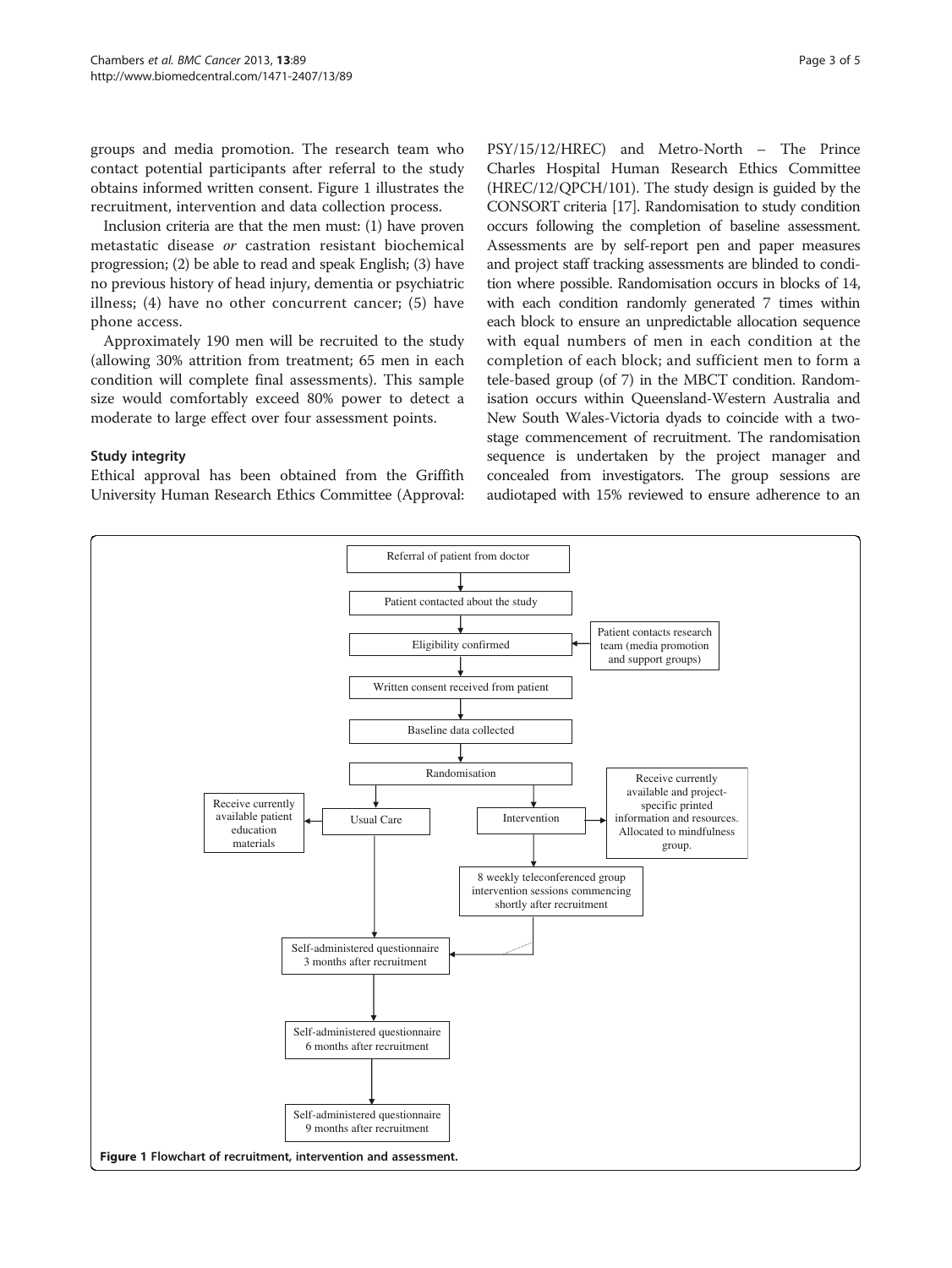groups and media promotion. The research team who contact potential participants after referral to the study obtains informed written consent. Figure 1 illustrates the recruitment, intervention and data collection process.

Inclusion criteria are that the men must: (1) have proven metastatic disease *or* castration resistant biochemical progression; (2) be able to read and speak English; (3) have no previous history of head injury, dementia or psychiatric illness; (4) have no other concurrent cancer; (5) have phone access.

Approximately 190 men will be recruited to the study (allowing 30% attrition from treatment; 65 men in each condition will complete final assessments). This sample size would comfortably exceed 80% power to detect a moderate to large effect over four assessment points.

### Study integrity

Ethical approval has been obtained from the Griffith University Human Research Ethics Committee (Approval: PSY/15/12/HREC) and Metro-North – The Prince Charles Hospital Human Research Ethics Committee (HREC/12/QPCH/101). The study design is guided by the CONSORT criteria [17]. Randomisation to study condition occurs following the completion of baseline assessment. Assessments are by self-report pen and paper measures and project staff tracking assessments are blinded to condition where possible. Randomisation occurs in blocks of 14, with each condition randomly generated 7 times within each block to ensure an unpredictable allocation sequence with equal numbers of men in each condition at the completion of each block; and sufficient men to form a tele-based group (of 7) in the MBCT condition. Randomisation occurs within Queensland-Western Australia and New South Wales-Victoria dyads to coincide with a two-stage commencement of recruitment. The randomisation sequence is undertaken by the project manager and concealed from investigators. The group sessions are audiotaped with 15% reviewed to ensure adherence to an

Referral of patient from doctor → Patient contacted about the study → Eligibility confirmed (← Patient contacts research team (media promotion and support groups)) → Written consent received from patient → Baseline data collected → Randomisation

- Usual Care → Receive currently available patient education materials
- Intervention → Receive currently available and project-specific printed information and resources. Allocated to mindfulness group. → 8 weekly teleconferenced group intervention sessions commencing shortly after recruitment

→ Self-administered questionnaire 3 months after recruitment → Self-administered questionnaire 6 months after recruitment → Self-administered questionnaire 9 months after recruitment

**Figure 1** Flowchart of recruitment, intervention and assessment.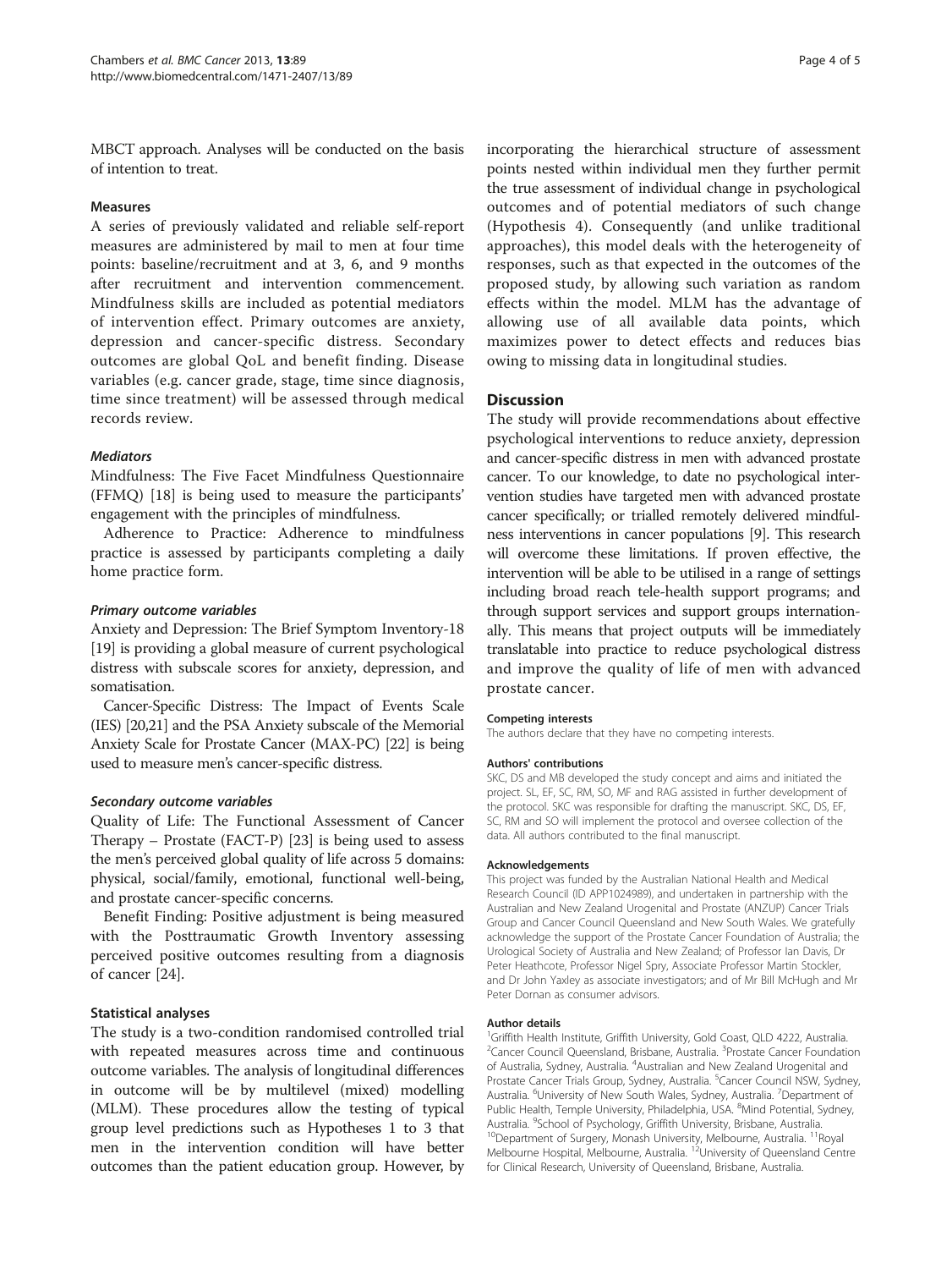MBCT approach. Analyses will be conducted on the basis of intention to treat.

### Measures

A series of previously validated and reliable self-report measures are administered by mail to men at four time points: baseline/recruitment and at 3, 6, and 9 months after recruitment and intervention commencement. Mindfulness skills are included as potential mediators of intervention effect. Primary outcomes are anxiety, depression and cancer-specific distress. Secondary outcomes are global QoL and benefit finding. Disease variables (e.g. cancer grade, stage, time since diagnosis, time since treatment) will be assessed through medical records review.

#### *Mediators*

Mindfulness: The Five Facet Mindfulness Questionnaire (FFMQ) [18] is being used to measure the participants' engagement with the principles of mindfulness.

Adherence to Practice: Adherence to mindfulness practice is assessed by participants completing a daily home practice form.

#### *Primary outcome variables*

Anxiety and Depression: The Brief Symptom Inventory-18 [19] is providing a global measure of current psychological distress with subscale scores for anxiety, depression, and somatisation.

Cancer-Specific Distress: The Impact of Events Scale (IES) [20,21] and the PSA Anxiety subscale of the Memorial Anxiety Scale for Prostate Cancer (MAX-PC) [22] is being used to measure men's cancer-specific distress.

#### *Secondary outcome variables*

Quality of Life: The Functional Assessment of Cancer Therapy – Prostate (FACT-P) [23] is being used to assess the men's perceived global quality of life across 5 domains: physical, social/family, emotional, functional well-being, and prostate cancer-specific concerns.

Benefit Finding: Positive adjustment is being measured with the Posttraumatic Growth Inventory assessing perceived positive outcomes resulting from a diagnosis of cancer [24].

### Statistical analyses

The study is a two-condition randomised controlled trial with repeated measures across time and continuous outcome variables. The analysis of longitudinal differences in outcome will be by multilevel (mixed) modelling (MLM). These procedures allow the testing of typical group level predictions such as Hypotheses 1 to 3 that men in the intervention condition will have better outcomes than the patient education group. However, by incorporating the hierarchical structure of assessment points nested within individual men they further permit the true assessment of individual change in psychological outcomes and of potential mediators of such change (Hypothesis 4). Consequently (and unlike traditional approaches), this model deals with the heterogeneity of responses, such as that expected in the outcomes of the proposed study, by allowing such variation as random effects within the model. MLM has the advantage of allowing use of all available data points, which maximizes power to detect effects and reduces bias owing to missing data in longitudinal studies.

## Discussion

The study will provide recommendations about effective psychological interventions to reduce anxiety, depression and cancer-specific distress in men with advanced prostate cancer. To our knowledge, to date no psychological intervention studies have targeted men with advanced prostate cancer specifically; or trialled remotely delivered mindfulness interventions in cancer populations [9]. This research will overcome these limitations. If proven effective, the intervention will be able to be utilised in a range of settings including broad reach tele-health support programs; and through support services and support groups internationally. This means that project outputs will be immediately translatable into practice to reduce psychological distress and improve the quality of life of men with advanced prostate cancer.

#### Competing interests

The authors declare that they have no competing interests.

#### Authors' contributions

SKC, DS and MB developed the study concept and aims and initiated the project. SL, EF, SC, RM, SO, MF and RAG assisted in further development of the protocol. SKC was responsible for drafting the manuscript. SKC, DS, EF, SC, RM and SO will implement the protocol and oversee collection of the data. All authors contributed to the final manuscript.

#### Acknowledgements

This project was funded by the Australian National Health and Medical Research Council (ID APP1024989), and undertaken in partnership with the Australian and New Zealand Urogenital and Prostate (ANZUP) Cancer Trials Group and Cancer Council Queensland and New South Wales. We gratefully acknowledge the support of the Prostate Cancer Foundation of Australia; the Urological Society of Australia and New Zealand; of Professor Ian Davis, Dr Peter Heathcote, Professor Nigel Spry, Associate Professor Martin Stockler, and Dr John Yaxley as associate investigators; and of Mr Bill McHugh and Mr Peter Dornan as consumer advisors.

#### Author details

[1]Griffith Health Institute, Griffith University, Gold Coast, QLD 4222, Australia. [2]Cancer Council Queensland, Brisbane, Australia. [3]Prostate Cancer Foundation of Australia, Sydney, Australia. [4]Australian and New Zealand Urogenital and Prostate Cancer Trials Group, Sydney, Australia. [5]Cancer Council NSW, Sydney, Australia. [6]University of New South Wales, Sydney, Australia. [7]Department of Public Health, Temple University, Philadelphia, USA. [8]Mind Potential, Sydney, Australia. [9]School of Psychology, Griffith University, Brisbane, Australia. [10]Department of Surgery, Monash University, Melbourne, Australia. [11]Royal Melbourne Hospital, Melbourne, Australia. [12]University of Queensland Centre for Clinical Research, University of Queensland, Brisbane, Australia.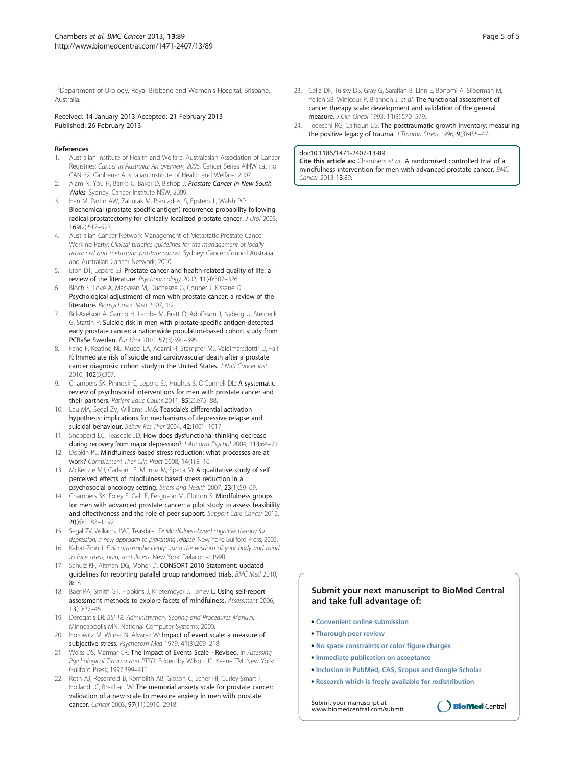[13]Department of Urology, Royal Brisbane and Women's Hospital, Brisbane, Australia.

Received: 14 January 2013 Accepted: 21 February 2013
Published: 26 February 2013

## References

1. Australian Institute of Health and Welfare, Australasian Association of Cancer Registries: *Cancer in Australia: An overview, 2006*, Cancer Series AIHW cat no CAN 32. Canberra: Australian Institute of Health and Welfare; 2007.
2. Alam N, You H, Banks C, Baker D, Bishop J: *Prostate Cancer in New South Wales*. Sydney: Cancer Institute NSW; 2009.
3. Han M, Partin AW, Zahurak M, Piantadosi S, Epstein JI, Walsh PC: **Biochemical (prostate specific antigen) recurrence probability following radical prostatectomy for clinically localized prostate cancer.** *J Urol* 2003, **169**(2):517–523.
4. Australian Cancer Network Management of Metastatic Prostate Cancer Working Party: *Clinical practice guidelines for the management of locally advanced and metastatic prostate cancer*. Sydney: Cancer Council Australia and Australian Cancer Network; 2010.
5. Eton DT, Lepore SJ: **Prostate cancer and health-related quality of life: a review of the literature.** *Psychooncology* 2002, **11**(4):307–326.
6. Bloch S, Love A, Macvean M, Duchesne G, Couper J, Kissane D: **Psychological adjustment of men with prostate cancer: a review of the literature.** *Biopsychosoc Med* 2007, **1**:2.
7. Bill-Axelson A, Garmo H, Lambe M, Bratt O, Adolfsson J, Nyberg U, Steineck G, Stattin P: **Suicide risk in men with prostate-specific antigen-detected early prostate cancer: a nationwide population-based cohort study from PCBaSe Sweden.** *Eur Urol* 2010, **57**(3):390–395.
8. Fang F, Keating NL, Mucci LA, Adami H, Stampfer MJ, Valdimarsdottir U, Fall K: **Immediate risk of suicide and cardiovascular death after a prostate cancer diagnosis: cohort study in the United States.** *J Natl Cancer Inst* 2010, **102**(5):307.
9. Chambers SK, Pinnock C, Lepore SJ, Hughes S, O'Connell DL: **A systematic review of psychosocial interventions for men with prostate cancer and their partners.** *Patient Educ Couns* 2011, **85**(2):e75–88.
10. Lau MA, Segal ZV, Williams JMG: **Teasdale's differential activation hypothesis: implications for mechanisms of depressive relapse and suicidal behaviour.** *Behav Res Ther* 2004, **42**:1001–1017.
11. Sheppard LC, Teasdale JD: **How does dysfunctional thinking decrease during recovery from major depression?** *J Abnorm Psychol* 2004, **113**:64–71.
12. Dobkin PL: **Mindfulness-based stress reduction: what processes are at work?** *Complement Ther Clin Pract* 2008, **14**(1):8–16.
13. McKenzie MJ, Carlson LE, Munoz M, Speca M: **A qualitative study of self perceived effects of mindfulness based stress reduction in a psychosocial oncology setting.** *Stress and Health* 2007, **23**(1):59–69.
14. Chambers SK, Foley E, Galt E, Ferguson M, Clutton S: **Mindfulness groups for men with advanced prostate cancer: a pilot study to assess feasibility and effectiveness and the role of peer support.** *Support Care Cancer* 2012, **20**(6):1183–1192.
15. Segal ZV, Williams JMG, Teasdale JD: *Mindfulness-based cognitive therapy for depression: a new approach to preventing relapse*. New York: Guilford Press; 2002.
16. Kabat-Zinn J: *Full catastrophe living: using the wisdom of your body and mind to face stress, pain, and illness*. New York: Delacorte; 1990.
17. Schulz KF, Altman DG, Moher D: **CONSORT 2010 Statement: updated guidelines for reporting parallel group randomised trials.** *BMC Med* 2010, **8**:18.
18. Baer RA, Smith GT, Hopkins J, Krietemeyer J, Toney L: **Using self-report assessment methods to explore facets of mindfulness.** *Assessment* 2006, **13**(1):27–45.
19. Derogatis LR: *BSI-18: Administration, Scoring and Procedures Manual*. Minneappolis MN: National Computer Systems; 2000.
20. Horowitz M, Wilner N, Alvarez W: **Impact of event scale: a measure of subjective stress.** *Psychosom Med* 1979, **41**(3):209–218.
21. Weiss DS, Marmar CR: **The Impact of Events Scale - Revised.** In *Assessing Psychological Trauma and PTSD*. Edited by Wilson JP, Keane TM. New York: Guilford Press; 1997:399–411.
22. Roth AJ, Rosenfeld B, Kornblith AB, Gibson C, Scher HI, Curley-Smart T, Holland JC, Breitbart W: **The memorial anxiety scale for prostate cancer: validation of a new scale to measure anxiety in men with prostate cancer.** *Cancer* 2003, **97**(11):2910–2918.
23. Cella DF, Tulsky DS, Gray G, Sarafian B, Linn E, Bonomi A, Silberman M, Yellen SB, Winicour P, Brannon J, *et al*: **The functional assessment of cancer therapy scale: development and validation of the general measure.** *J Clin Oncol* 1993, **11**(3):570–579.
24. Tedeschi RG, Calhoun LG: **The posttraumatic growth inventory: measuring the positive legacy of trauma.** *J Trauma Stress* 1996, **9**(3):455–471.

doi:10.1186/1471-2407-13-89

**Cite this article as:** Chambers *et al.*: A randomised controlled trial of a mindfulness intervention for men with advanced prostate cancer. *BMC Cancer* 2013 **13**:89.

**Submit your next manuscript to BioMed Central and take full advantage of:**

- Convenient online submission
- Thorough peer review
- No space constraints or color figure charges
- Immediate publication on acceptance
- Inclusion in PubMed, CAS, Scopus and Google Scholar
- Research which is freely available for redistribution

Submit your manuscript at www.biomedcentral.com/submit

BioMed Central